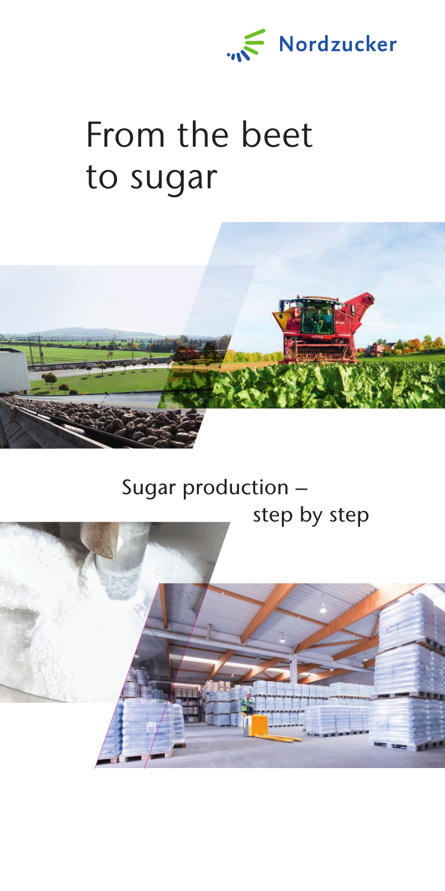Nordzucker

# From the beet to sugar

## Sugar production – step by step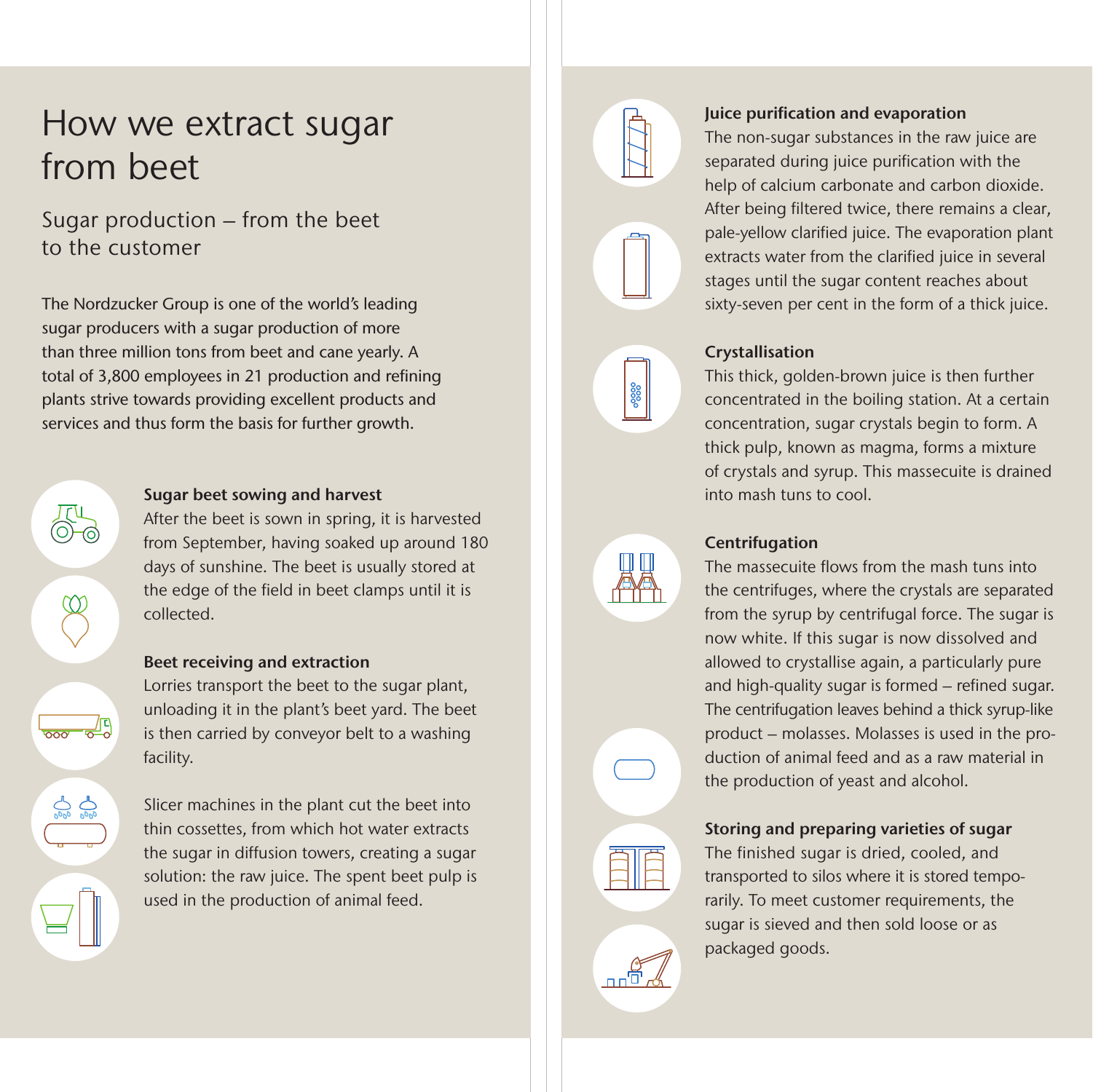# How we extract sugar from beet

## Sugar production – from the beet to the customer

The Nordzucker Group is one of the world's leading sugar producers with a sugar production of more than three million tons from beet and cane yearly. A total of 3,800 employees in 21 production and refining plants strive towards providing excellent products and services and thus form the basis for further growth.

**Sugar beet sowing and harvest**
After the beet is sown in spring, it is harvested from September, having soaked up around 180 days of sunshine. The beet is usually stored at the edge of the field in beet clamps until it is collected.

**Beet receiving and extraction**
Lorries transport the beet to the sugar plant, unloading it in the plant's beet yard. The beet is then carried by conveyor belt to a washing facility.

Slicer machines in the plant cut the beet into thin cossettes, from which hot water extracts the sugar in diffusion towers, creating a sugar solution: the raw juice. The spent beet pulp is used in the production of animal feed.

**Juice purification and evaporation**
The non-sugar substances in the raw juice are separated during juice purification with the help of calcium carbonate and carbon dioxide. After being filtered twice, there remains a clear, pale-yellow clarified juice. The evaporation plant extracts water from the clarified juice in several stages until the sugar content reaches about sixty-seven per cent in the form of a thick juice.

**Crystallisation**
This thick, golden-brown juice is then further concentrated in the boiling station. At a certain concentration, sugar crystals begin to form. A thick pulp, known as magma, forms a mixture of crystals and syrup. This massecuite is drained into mash tuns to cool.

**Centrifugation**
The massecuite flows from the mash tuns into the centrifuges, where the crystals are separated from the syrup by centrifugal force. The sugar is now white. If this sugar is now dissolved and allowed to crystallise again, a particularly pure and high-quality sugar is formed – refined sugar. The centrifugation leaves behind a thick syrup-like product – molasses. Molasses is used in the production of animal feed and as a raw material in the production of yeast and alcohol.

**Storing and preparing varieties of sugar**
The finished sugar is dried, cooled, and transported to silos where it is stored temporarily. To meet customer requirements, the sugar is sieved and then sold loose or as packaged goods.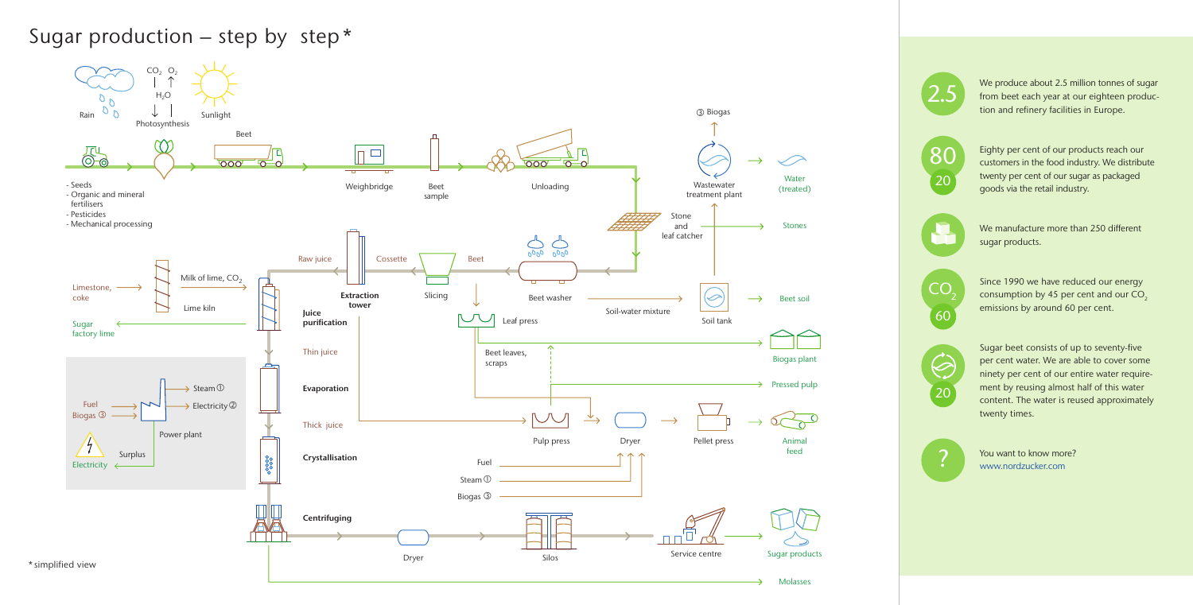# Sugar production – step by step*

- Seeds
- Organic and mineral fertilisers
- Pesticides
- Mechanical processing

Rain

$CO_2$ $O_2$

$H_2O$

Photosynthesis

Sunlight

Beet

Weighbridge

Beet sample

Unloading

③ Biogas

Wastewater treatment plant

Water (treated)

Stone and leaf catcher

Stones

Beet washer

Soil-water mixture

Soil tank

Beet soil

Beet

Slicing

Cossette

Raw juice

Extraction tower

Leaf press

Beet leaves, scraps

Biogas plant

Pressed pulp

Limestone, coke

Milk of lime, $CO_2$

Lime kiln

Sugar factory lime

Juice purification

Thin juice

Evaporation

Thick juice

Pulp press

Dryer

Pellet press

Animal feed

Fuel

Biogas ③

Steam ①

Electricity ②

Power plant

Surplus

Electricity

Crystallisation

Fuel

Steam ①

Biogas ③

Centrifuging

Dryer

Silos

Service centre

Sugar products

Molasses

*simplified view

**2.5** — We produce about 2.5 million tonnes of sugar from beet each year at our eighteen production and refinery facilities in Europe.

**80 / 20** — Eighty per cent of our products reach our customers in the food industry. We distribute twenty per cent of our sugar as packaged goods via the retail industry.

We manufacture more than 250 different sugar products.

**$CO_2$ / 60** — Since 1990 we have reduced our energy consumption by 45 per cent and our $CO_2$ emissions by around 60 per cent.

**20** — Sugar beet consists of up to seventy-five per cent water. We are able to cover some ninety per cent of our entire water requirement by reusing almost half of this water content. The water is reused approximately twenty times.

**?** — You want to know more?
www.nordzucker.com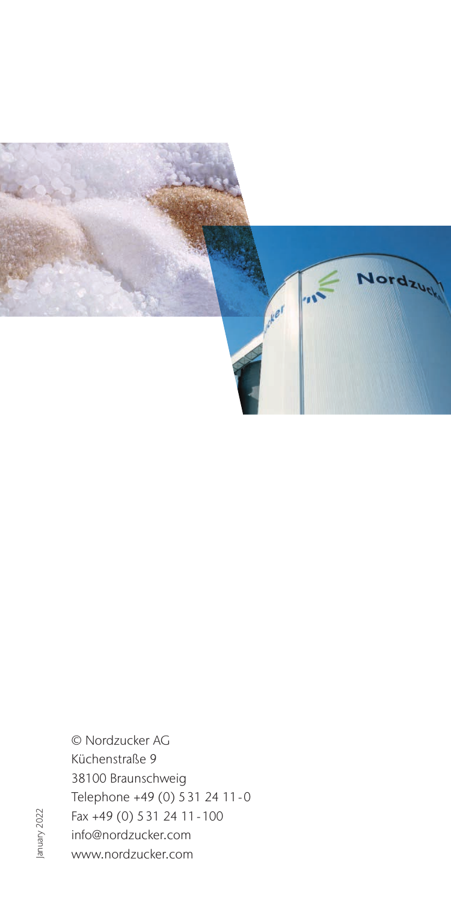© Nordzucker AG
Küchenstraße 9
38100 Braunschweig
Telephone +49 (0) 5 31 24 11 - 0
Fax +49 (0) 5 31 24 11 - 100
info@nordzucker.com
www.nordzucker.com

January 2022